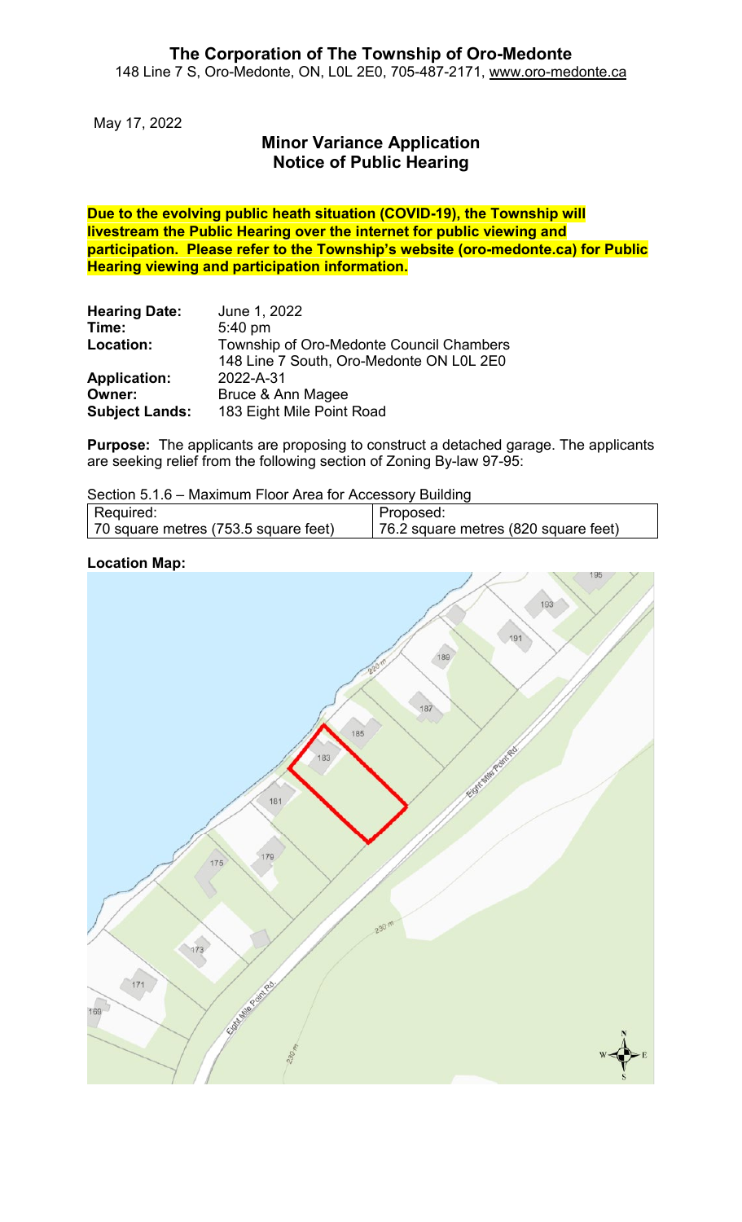# The Corporation of The Township of Oro-Medonte

148 Line 7 S, Oro-Medonte, ON, L0L 2E0, 705-487-2171, www.oro-medonte.ca

May 17, 2022

## Minor Variance Application
## Notice of Public Hearing

**Due to the evolving public heath situation (COVID-19), the Township will livestream the Public Hearing over the internet for public viewing and participation. Please refer to the Township's website (oro-medonte.ca) for Public Hearing viewing and participation information.**

**Hearing Date:** June 1, 2022
**Time:** 5:40 pm
**Location:** Township of Oro-Medonte Council Chambers
148 Line 7 South, Oro-Medonte ON L0L 2E0
**Application:** 2022-A-31
**Owner:** Bruce & Ann Magee
**Subject Lands:** 183 Eight Mile Point Road

**Purpose:** The applicants are proposing to construct a detached garage. The applicants are seeking relief from the following section of Zoning By-law 97-95:

Section 5.1.6 – Maximum Floor Area for Accessory Building

| Required: | Proposed: |
|---|---|
| 70 square metres (753.5 square feet) | 76.2 square metres (820 square feet) |

**Location Map:**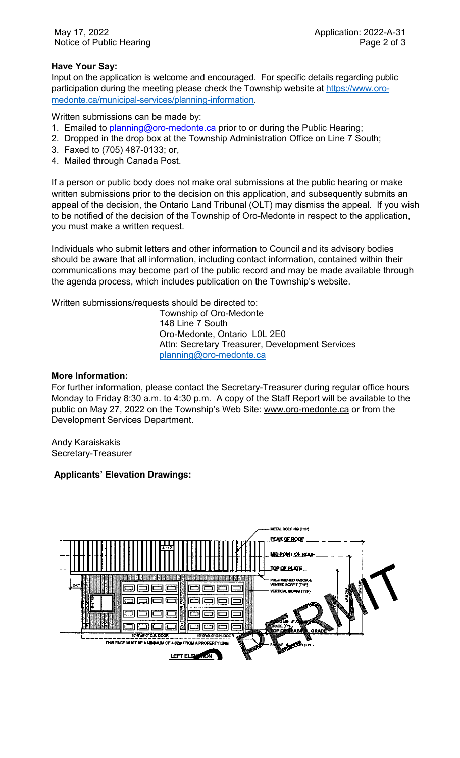**Have Your Say:**

Input on the application is welcome and encouraged. For specific details regarding public participation during the meeting please check the Township website at https://www.oro-medonte.ca/municipal-services/planning-information.

Written submissions can be made by:

1. Emailed to planning@oro-medonte.ca prior to or during the Public Hearing;
2. Dropped in the drop box at the Township Administration Office on Line 7 South;
3. Faxed to (705) 487-0133; or,
4. Mailed through Canada Post.

If a person or public body does not make oral submissions at the public hearing or make written submissions prior to the decision on this application, and subsequently submits an appeal of the decision, the Ontario Land Tribunal (OLT) may dismiss the appeal. If you wish to be notified of the decision of the Township of Oro-Medonte in respect to the application, you must make a written request.

Individuals who submit letters and other information to Council and its advisory bodies should be aware that all information, including contact information, contained within their communications may become part of the public record and may be made available through the agenda process, which includes publication on the Township's website.

Written submissions/requests should be directed to:

Township of Oro-Medonte
148 Line 7 South
Oro-Medonte, Ontario L0L 2E0
Attn: Secretary Treasurer, Development Services
planning@oro-medonte.ca

**More Information:**

For further information, please contact the Secretary-Treasurer during regular office hours Monday to Friday 8:30 a.m. to 4:30 p.m. A copy of the Staff Report will be available to the public on May 27, 2022 on the Township's Web Site: www.oro-medonte.ca or from the Development Services Department.

Andy Karaiskakis
Secretary-Treasurer

**Applicants' Elevation Drawings:**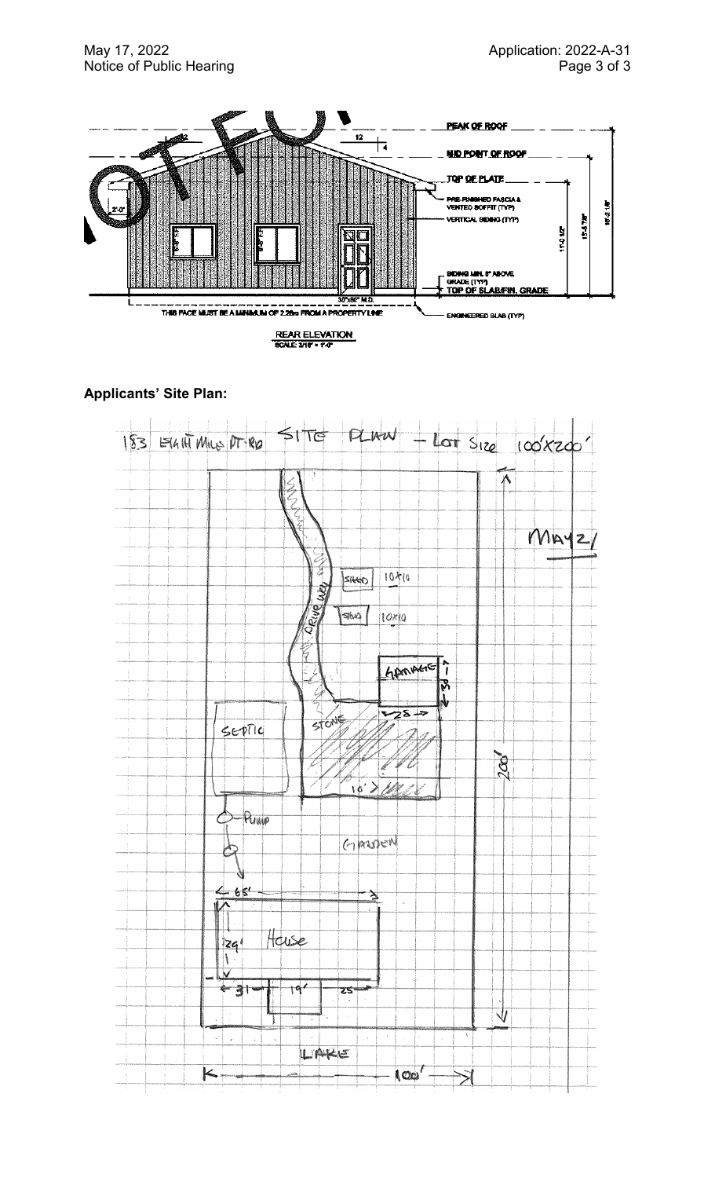PEAK OF ROOF

MID POINT OF ROOF

TOP OF PLATE

PRE-FINISHED FASCIA & VENTED SOFFIT (TYP)

VERTICAL SIDING (TYP)

SIDING MIN. 8" ABOVE GRADE (TYP)

TOP OF SLAB/FIN. GRADE

ENGINEERED SLAB (TYP)

THIS FACE MUST BE A MINIMUM OF 2.25m FROM A PROPERTY LINE

30"x80" M.D.

2'-0"

12

4

11'-0 1/2"

13'-5 7/8"

15'-2 1/8"

REAR ELEVATION
SCALE: 3/16" = 1'-0"

**Applicants' Site Plan:**

183 EIGHTH MILE PT RD SITE PLAN – LOT SIZE 100'X200'

MAY 2/

SHED 10X10

SHED 10X10

DRIVE WAY

GARAGE 30 25

STONE

10'

SEPTIC

PUMP

GARDEN

200'

65'

HOUSE 29'

31 19' 25

LAKE

100'